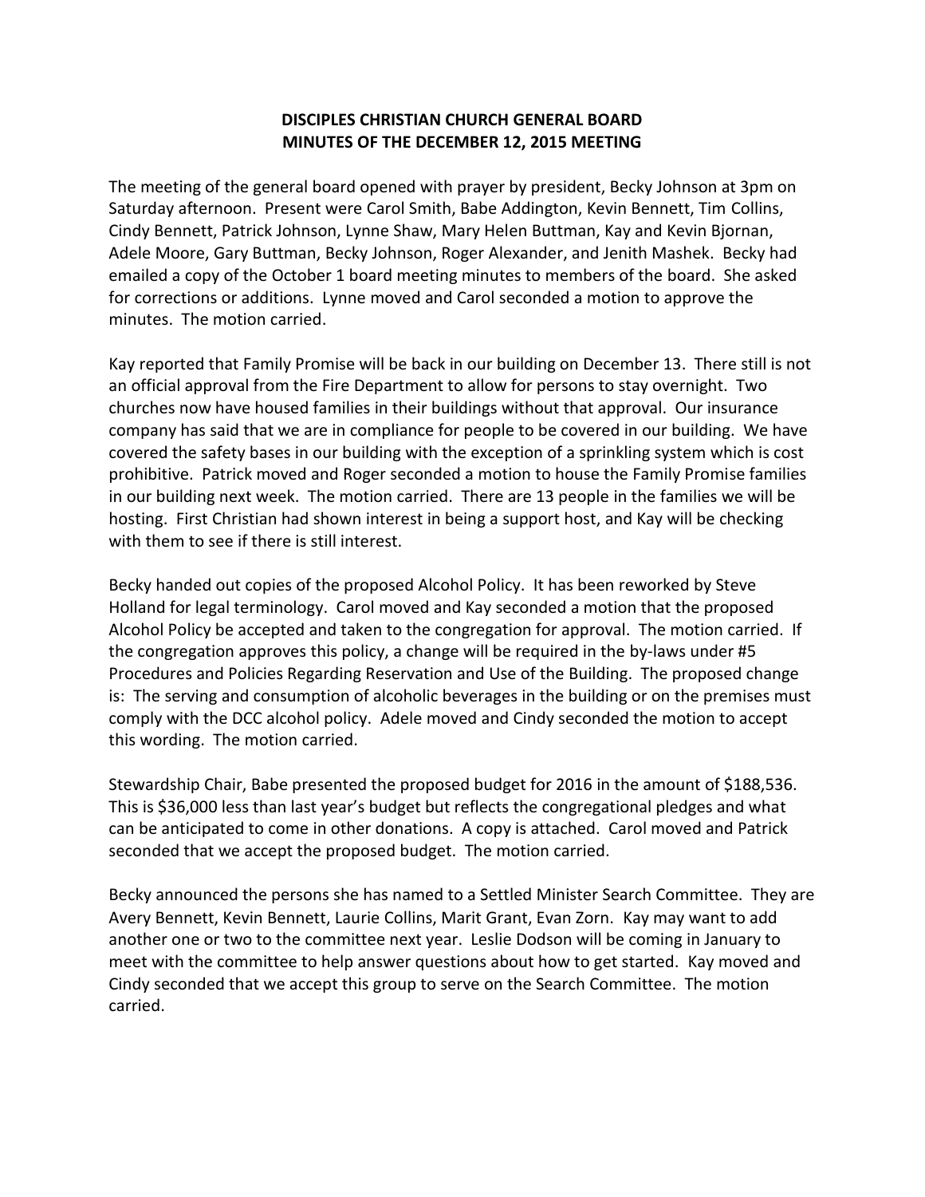# DISCIPLES CHRISTIAN CHURCH GENERAL BOARD
# MINUTES OF THE DECEMBER 12, 2015 MEETING

The meeting of the general board opened with prayer by president, Becky Johnson at 3pm on Saturday afternoon. Present were Carol Smith, Babe Addington, Kevin Bennett, Tim Collins, Cindy Bennett, Patrick Johnson, Lynne Shaw, Mary Helen Buttman, Kay and Kevin Bjornan, Adele Moore, Gary Buttman, Becky Johnson, Roger Alexander, and Jenith Mashek. Becky had emailed a copy of the October 1 board meeting minutes to members of the board. She asked for corrections or additions. Lynne moved and Carol seconded a motion to approve the minutes. The motion carried.

Kay reported that Family Promise will be back in our building on December 13. There still is not an official approval from the Fire Department to allow for persons to stay overnight. Two churches now have housed families in their buildings without that approval. Our insurance company has said that we are in compliance for people to be covered in our building. We have covered the safety bases in our building with the exception of a sprinkling system which is cost prohibitive. Patrick moved and Roger seconded a motion to house the Family Promise families in our building next week. The motion carried. There are 13 people in the families we will be hosting. First Christian had shown interest in being a support host, and Kay will be checking with them to see if there is still interest.

Becky handed out copies of the proposed Alcohol Policy. It has been reworked by Steve Holland for legal terminology. Carol moved and Kay seconded a motion that the proposed Alcohol Policy be accepted and taken to the congregation for approval. The motion carried. If the congregation approves this policy, a change will be required in the by-laws under #5 Procedures and Policies Regarding Reservation and Use of the Building. The proposed change is: The serving and consumption of alcoholic beverages in the building or on the premises must comply with the DCC alcohol policy. Adele moved and Cindy seconded the motion to accept this wording. The motion carried.

Stewardship Chair, Babe presented the proposed budget for 2016 in the amount of $188,536. This is $36,000 less than last year's budget but reflects the congregational pledges and what can be anticipated to come in other donations. A copy is attached. Carol moved and Patrick seconded that we accept the proposed budget. The motion carried.

Becky announced the persons she has named to a Settled Minister Search Committee. They are Avery Bennett, Kevin Bennett, Laurie Collins, Marit Grant, Evan Zorn. Kay may want to add another one or two to the committee next year. Leslie Dodson will be coming in January to meet with the committee to help answer questions about how to get started. Kay moved and Cindy seconded that we accept this group to serve on the Search Committee. The motion carried.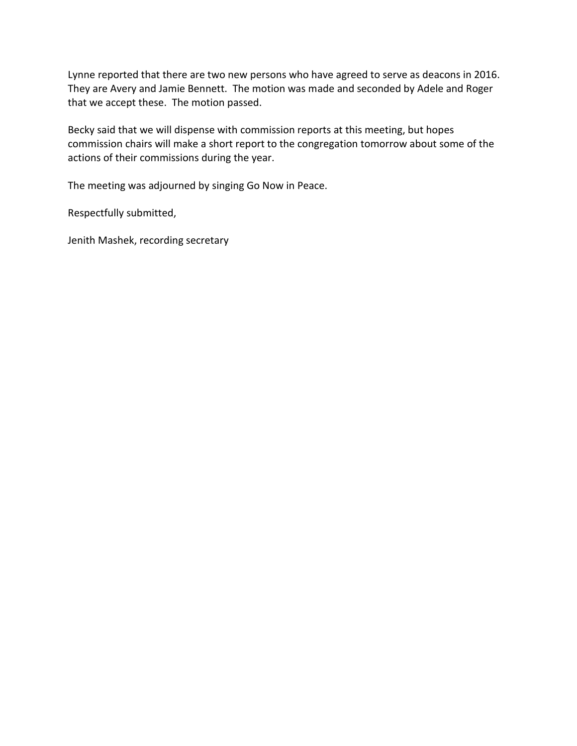Lynne reported that there are two new persons who have agreed to serve as deacons in 2016. They are Avery and Jamie Bennett. The motion was made and seconded by Adele and Roger that we accept these. The motion passed.

Becky said that we will dispense with commission reports at this meeting, but hopes commission chairs will make a short report to the congregation tomorrow about some of the actions of their commissions during the year.

The meeting was adjourned by singing Go Now in Peace.

Respectfully submitted,

Jenith Mashek, recording secretary